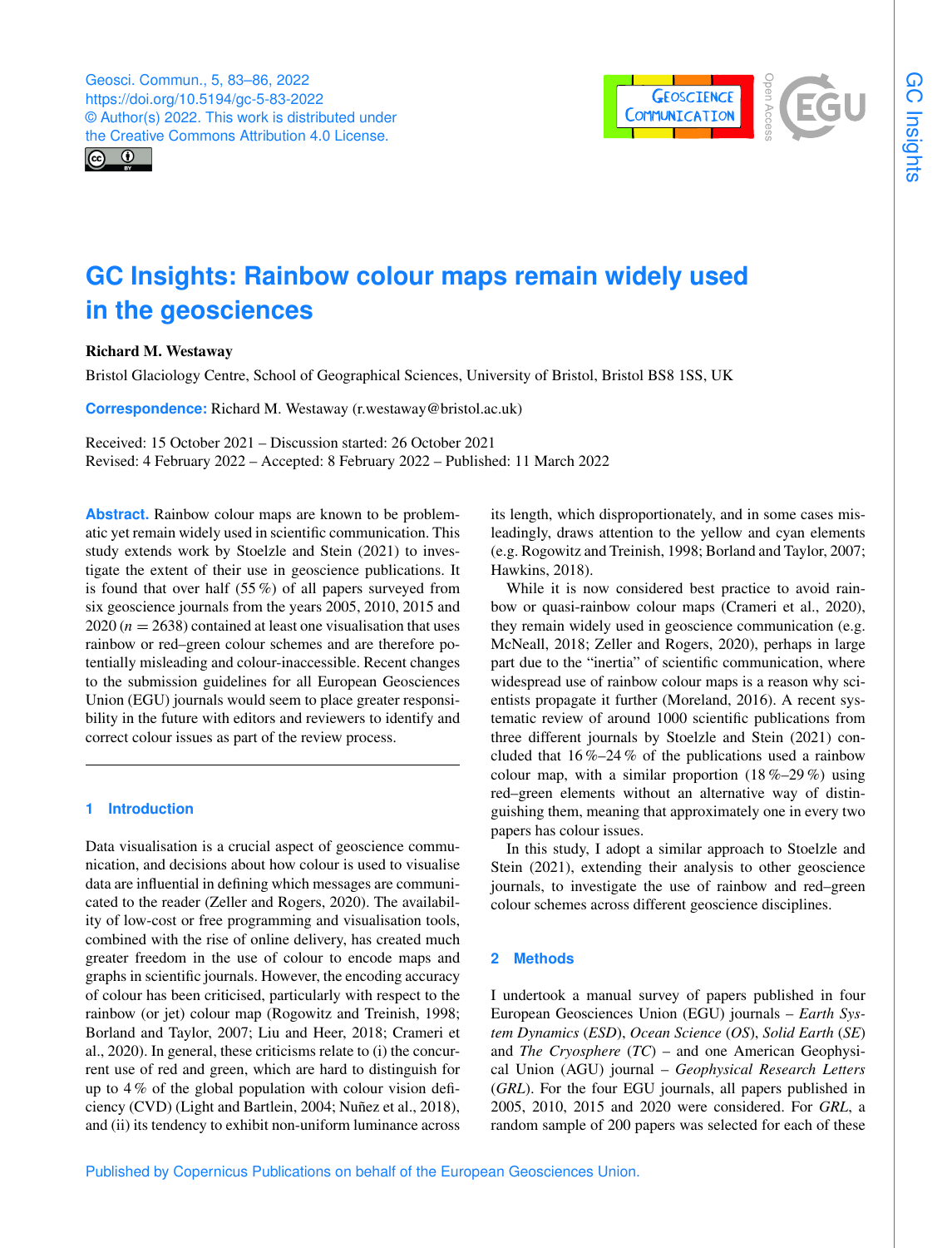# GC Insights: Rainbow colour maps remain widely used in the geosciences

**Richard M. Westaway**

Bristol Glaciology Centre, School of Geographical Sciences, University of Bristol, Bristol BS8 1SS, UK

**Correspondence:** Richard M. Westaway (r.westaway@bristol.ac.uk)

Received: 15 October 2021 – Discussion started: 26 October 2021
Revised: 4 February 2022 – Accepted: 8 February 2022 – Published: 11 March 2022

**Abstract.** Rainbow colour maps are known to be problematic yet remain widely used in scientific communication. This study extends work by Stoelzle and Stein (2021) to investigate the extent of their use in geoscience publications. It is found that over half (55 %) of all papers surveyed from six geoscience journals from the years 2005, 2010, 2015 and 2020 ($n = 2638$) contained at least one visualisation that uses rainbow or red–green colour schemes and are therefore potentially misleading and colour-inaccessible. Recent changes to the submission guidelines for all European Geosciences Union (EGU) journals would seem to place greater responsibility in the future with editors and reviewers to identify and correct colour issues as part of the review process.

## 1 Introduction

Data visualisation is a crucial aspect of geoscience communication, and decisions about how colour is used to visualise data are influential in defining which messages are communicated to the reader (Zeller and Rogers, 2020). The availability of low-cost or free programming and visualisation tools, combined with the rise of online delivery, has created much greater freedom in the use of colour to encode maps and graphs in scientific journals. However, the encoding accuracy of colour has been criticised, particularly with respect to the rainbow (or jet) colour map (Rogowitz and Treinish, 1998; Borland and Taylor, 2007; Liu and Heer, 2018; Crameri et al., 2020). In general, these criticisms relate to (i) the concurrent use of red and green, which are hard to distinguish for up to 4 % of the global population with colour vision deficiency (CVD) (Light and Bartlein, 2004; Nuñez et al., 2018), and (ii) its tendency to exhibit non-uniform luminance across its length, which disproportionately, and in some cases misleadingly, draws attention to the yellow and cyan elements (e.g. Rogowitz and Treinish, 1998; Borland and Taylor, 2007; Hawkins, 2018).

While it is now considered best practice to avoid rainbow or quasi-rainbow colour maps (Crameri et al., 2020), they remain widely used in geoscience communication (e.g. McNeall, 2018; Zeller and Rogers, 2020), perhaps in large part due to the "inertia" of scientific communication, where widespread use of rainbow colour maps is a reason why scientists propagate it further (Moreland, 2016). A recent systematic review of around 1000 scientific publications from three different journals by Stoelzle and Stein (2021) concluded that 16 %–24 % of the publications used a rainbow colour map, with a similar proportion (18 %–29 %) using red–green elements without an alternative way of distinguishing them, meaning that approximately one in every two papers has colour issues.

In this study, I adopt a similar approach to Stoelzle and Stein (2021), extending their analysis to other geoscience journals, to investigate the use of rainbow and red–green colour schemes across different geoscience disciplines.

## 2 Methods

I undertook a manual survey of papers published in four European Geosciences Union (EGU) journals – *Earth System Dynamics* (*ESD*), *Ocean Science* (*OS*), *Solid Earth* (*SE*) and *The Cryosphere* (*TC*) – and one American Geophysical Union (AGU) journal – *Geophysical Research Letters* (*GRL*). For the four EGU journals, all papers published in 2005, 2010, 2015 and 2020 were considered. For *GRL*, a random sample of 200 papers was selected for each of these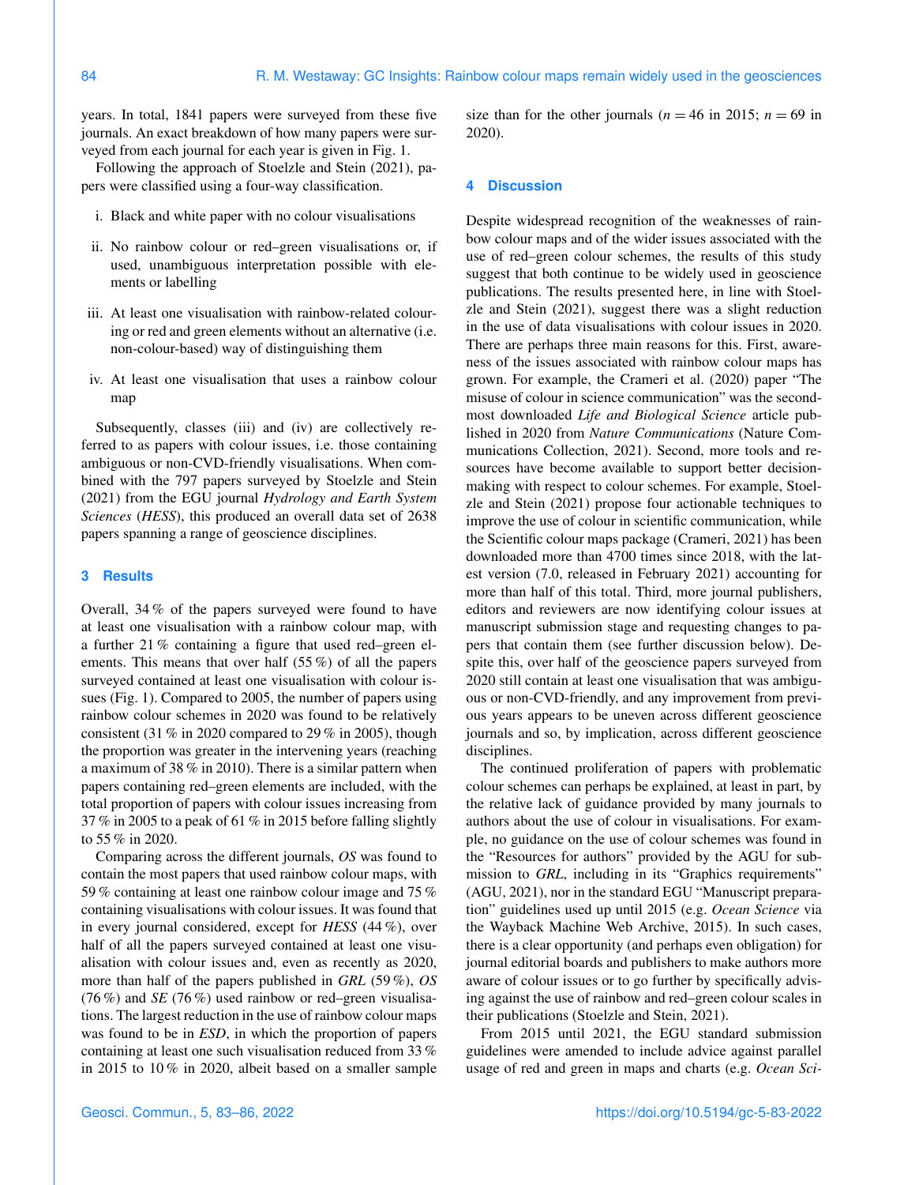years. In total, 1841 papers were surveyed from these five journals. An exact breakdown of how many papers were surveyed from each journal for each year is given in Fig. 1.

Following the approach of Stoelzle and Stein (2021), papers were classified using a four-way classification.

i. Black and white paper with no colour visualisations

ii. No rainbow colour or red–green visualisations or, if used, unambiguous interpretation possible with elements or labelling

iii. At least one visualisation with rainbow-related colouring or red and green elements without an alternative (i.e. non-colour-based) way of distinguishing them

iv. At least one visualisation that uses a rainbow colour map

Subsequently, classes (iii) and (iv) are collectively referred to as papers with colour issues, i.e. those containing ambiguous or non-CVD-friendly visualisations. When combined with the 797 papers surveyed by Stoelzle and Stein (2021) from the EGU journal *Hydrology and Earth System Sciences* (*HESS*), this produced an overall data set of 2638 papers spanning a range of geoscience disciplines.

## 3 Results

Overall, 34 % of the papers surveyed were found to have at least one visualisation with a rainbow colour map, with a further 21 % containing a figure that used red–green elements. This means that over half (55 %) of all the papers surveyed contained at least one visualisation with colour issues (Fig. 1). Compared to 2005, the number of papers using rainbow colour schemes in 2020 was found to be relatively consistent (31 % in 2020 compared to 29 % in 2005), though the proportion was greater in the intervening years (reaching a maximum of 38 % in 2010). There is a similar pattern when papers containing red–green elements are included, with the total proportion of papers with colour issues increasing from 37 % in 2005 to a peak of 61 % in 2015 before falling slightly to 55 % in 2020.

Comparing across the different journals, *OS* was found to contain the most papers that used rainbow colour maps, with 59 % containing at least one rainbow colour image and 75 % containing visualisations with colour issues. It was found that in every journal considered, except for *HESS* (44 %), over half of all the papers surveyed contained at least one visualisation with colour issues and, even as recently as 2020, more than half of the papers published in *GRL* (59 %), *OS* (76 %) and *SE* (76 %) used rainbow or red–green visualisations. The largest reduction in the use of rainbow colour maps was found to be in *ESD*, in which the proportion of papers containing at least one such visualisation reduced from 33 % in 2015 to 10 % in 2020, albeit based on a smaller sample size than for the other journals ($n = 46$ in 2015; $n = 69$ in 2020).

## 4 Discussion

Despite widespread recognition of the weaknesses of rainbow colour maps and of the wider issues associated with the use of red–green colour schemes, the results of this study suggest that both continue to be widely used in geoscience publications. The results presented here, in line with Stoelzle and Stein (2021), suggest there was a slight reduction in the use of data visualisations with colour issues in 2020. There are perhaps three main reasons for this. First, awareness of the issues associated with rainbow colour maps has grown. For example, the Crameri et al. (2020) paper "The misuse of colour in science communication" was the second-most downloaded *Life and Biological Science* article published in 2020 from *Nature Communications* (Nature Communications Collection, 2021). Second, more tools and resources have become available to support better decision-making with respect to colour schemes. For example, Stoelzle and Stein (2021) propose four actionable techniques to improve the use of colour in scientific communication, while the Scientific colour maps package (Crameri, 2021) has been downloaded more than 4700 times since 2018, with the latest version (7.0, released in February 2021) accounting for more than half of this total. Third, more journal publishers, editors and reviewers are now identifying colour issues at manuscript submission stage and requesting changes to papers that contain them (see further discussion below). Despite this, over half of the geoscience papers surveyed from 2020 still contain at least one visualisation that was ambiguous or non-CVD-friendly, and any improvement from previous years appears to be uneven across different geoscience journals and so, by implication, across different geoscience disciplines.

The continued proliferation of papers with problematic colour schemes can perhaps be explained, at least in part, by the relative lack of guidance provided by many journals to authors about the use of colour in visualisations. For example, no guidance on the use of colour schemes was found in the "Resources for authors" provided by the AGU for submission to *GRL*, including in its "Graphics requirements" (AGU, 2021), nor in the standard EGU "Manuscript preparation" guidelines used up until 2015 (e.g. *Ocean Science* via the Wayback Machine Web Archive, 2015). In such cases, there is a clear opportunity (and perhaps even obligation) for journal editorial boards and publishers to make authors more aware of colour issues or to go further by specifically advising against the use of rainbow and red–green colour scales in their publications (Stoelzle and Stein, 2021).

From 2015 until 2021, the EGU standard submission guidelines were amended to include advice against parallel usage of red and green in maps and charts (e.g. *Ocean Sci-*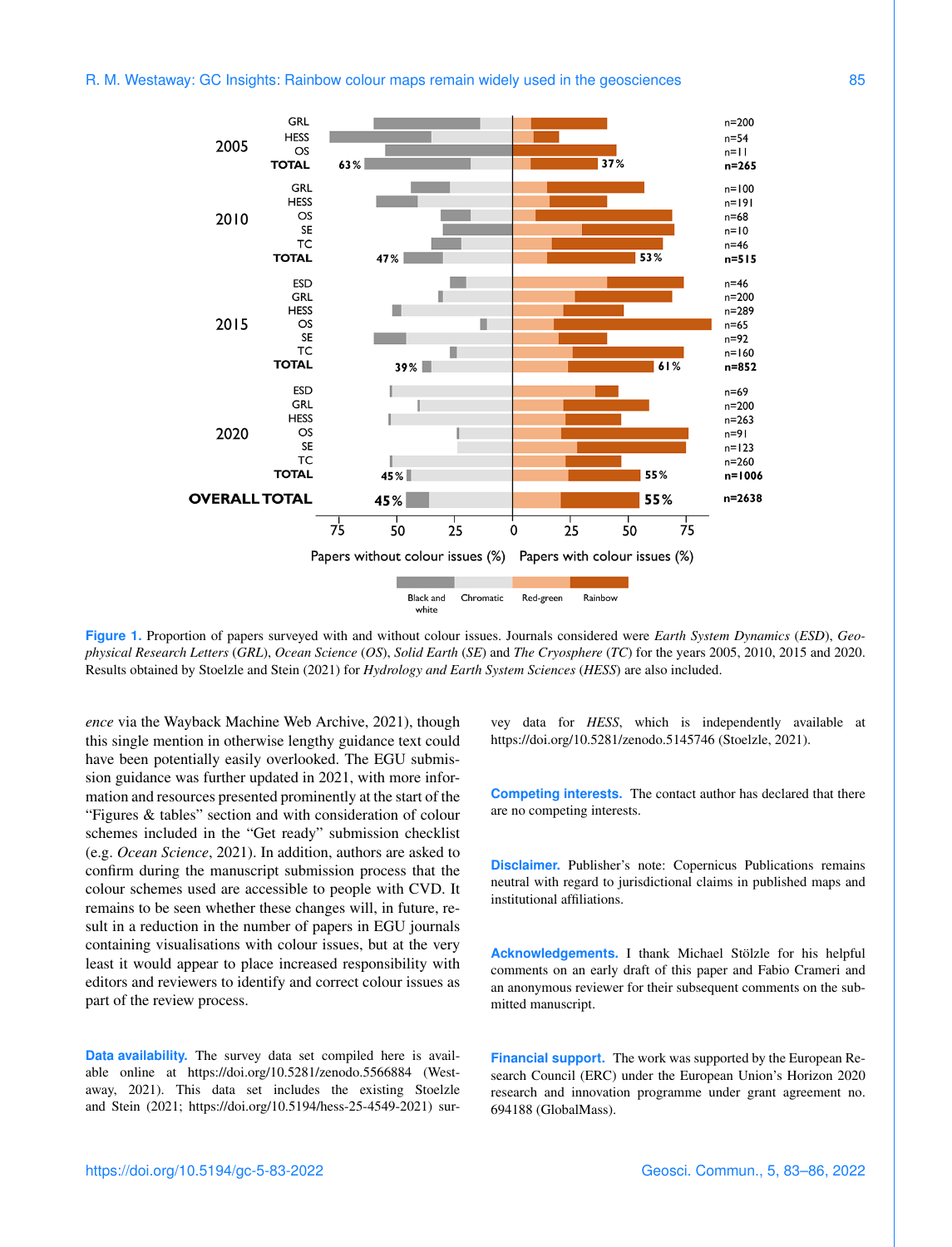2005

GRL n=200

HESS n=54

OS n=11

TOTAL 63 % 37 % n=265

2010

GRL n=100

HESS n=191

OS n=68

SE n=10

TC n=46

TOTAL 47 % 53 % n=515

2015

ESD n=46

GRL n=200

HESS n=289

OS n=65

SE n=92

TC n=160

TOTAL 39 % 61 % n=852

2020

ESD n=69

GRL n=200

HESS n=263

OS n=91

SE n=123

TC n=260

TOTAL 45 % 55 % n=1006

OVERALL TOTAL 45 % 55 % n=2638

75 50 25 0 25 50 75

Papers without colour issues (%) Papers with colour issues (%)

Black and white Chromatic Red-green Rainbow

**Figure 1.** Proportion of papers surveyed with and without colour issues. Journals considered were *Earth System Dynamics* (*ESD*), *Geophysical Research Letters* (*GRL*), *Ocean Science* (*OS*), *Solid Earth* (*SE*) and *The Cryosphere* (*TC*) for the years 2005, 2010, 2015 and 2020. Results obtained by Stoelzle and Stein (2021) for *Hydrology and Earth System Sciences* (*HESS*) are also included.

*ence* via the Wayback Machine Web Archive, 2021), though this single mention in otherwise lengthy guidance text could have been potentially easily overlooked. The EGU submission guidance was further updated in 2021, with more information and resources presented prominently at the start of the "Figures & tables" section and with consideration of colour schemes included in the "Get ready" submission checklist (e.g. *Ocean Science*, 2021). In addition, authors are asked to confirm during the manuscript submission process that the colour schemes used are accessible to people with CVD. It remains to be seen whether these changes will, in future, result in a reduction in the number of papers in EGU journals containing visualisations with colour issues, but at the very least it would appear to place increased responsibility with editors and reviewers to identify and correct colour issues as part of the review process.

**Data availability.** The survey data set compiled here is available online at https://doi.org/10.5281/zenodo.5566884 (Westaway, 2021). This data set includes the existing Stoelzle and Stein (2021; https://doi.org/10.5194/hess-25-4549-2021) survey data for *HESS*, which is independently available at https://doi.org/10.5281/zenodo.5145746 (Stoelzle, 2021).

**Competing interests.** The contact author has declared that there are no competing interests.

**Disclaimer.** Publisher's note: Copernicus Publications remains neutral with regard to jurisdictional claims in published maps and institutional affiliations.

**Acknowledgements.** I thank Michael Stölzle for his helpful comments on an early draft of this paper and Fabio Crameri and an anonymous reviewer for their subsequent comments on the submitted manuscript.

**Financial support.** The work was supported by the European Research Council (ERC) under the European Union's Horizon 2020 research and innovation programme under grant agreement no. 694188 (GlobalMass).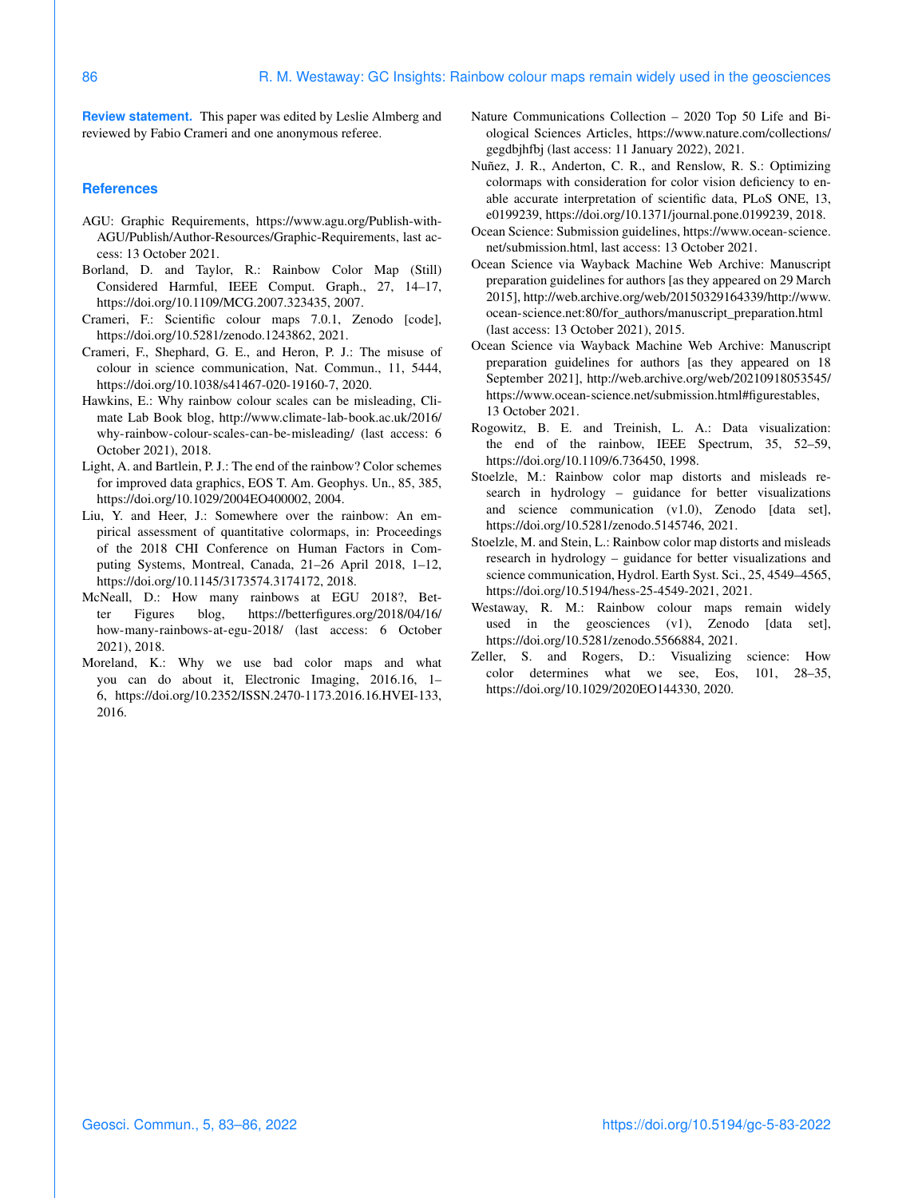**Review statement.** This paper was edited by Leslie Almberg and reviewed by Fabio Crameri and one anonymous referee.

## References

AGU: Graphic Requirements, https://www.agu.org/Publish-with-AGU/Publish/Author-Resources/Graphic-Requirements, last access: 13 October 2021.

Borland, D. and Taylor, R.: Rainbow Color Map (Still) Considered Harmful, IEEE Comput. Graph., 27, 14–17, https://doi.org/10.1109/MCG.2007.323435, 2007.

Crameri, F.: Scientific colour maps 7.0.1, Zenodo [code], https://doi.org/10.5281/zenodo.1243862, 2021.

Crameri, F., Shephard, G. E., and Heron, P. J.: The misuse of colour in science communication, Nat. Commun., 11, 5444, https://doi.org/10.1038/s41467-020-19160-7, 2020.

Hawkins, E.: Why rainbow colour scales can be misleading, Climate Lab Book blog, http://www.climate-lab-book.ac.uk/2016/why-rainbow-colour-scales-can-be-misleading/ (last access: 6 October 2021), 2018.

Light, A. and Bartlein, P. J.: The end of the rainbow? Color schemes for improved data graphics, EOS T. Am. Geophys. Un., 85, 385, https://doi.org/10.1029/2004EO400002, 2004.

Liu, Y. and Heer, J.: Somewhere over the rainbow: An empirical assessment of quantitative colormaps, in: Proceedings of the 2018 CHI Conference on Human Factors in Computing Systems, Montreal, Canada, 21–26 April 2018, 1–12, https://doi.org/10.1145/3173574.3174172, 2018.

McNeall, D.: How many rainbows at EGU 2018?, Better Figures blog, https://betterfigures.org/2018/04/16/how-many-rainbows-at-egu-2018/ (last access: 6 October 2021), 2018.

Moreland, K.: Why we use bad color maps and what you can do about it, Electronic Imaging, 2016.16, 1–6, https://doi.org/10.2352/ISSN.2470-1173.2016.16.HVEI-133, 2016.

Nature Communications Collection – 2020 Top 50 Life and Biological Sciences Articles, https://www.nature.com/collections/gegdbjhfbj (last access: 11 January 2022), 2021.

Nuñez, J. R., Anderton, C. R., and Renslow, R. S.: Optimizing colormaps with consideration for color vision deficiency to enable accurate interpretation of scientific data, PLoS ONE, 13, e0199239, https://doi.org/10.1371/journal.pone.0199239, 2018.

Ocean Science: Submission guidelines, https://www.ocean-science.net/submission.html, last access: 13 October 2021.

Ocean Science via Wayback Machine Web Archive: Manuscript preparation guidelines for authors [as they appeared on 29 March 2015], http://web.archive.org/web/20150329164339/http://www.ocean-science.net:80/for_authors/manuscript_preparation.html (last access: 13 October 2021), 2015.

Ocean Science via Wayback Machine Web Archive: Manuscript preparation guidelines for authors [as they appeared on 18 September 2021], http://web.archive.org/web/20210918053545/https://www.ocean-science.net/submission.html#figurestables, 13 October 2021.

Rogowitz, B. E. and Treinish, L. A.: Data visualization: the end of the rainbow, IEEE Spectrum, 35, 52–59, https://doi.org/10.1109/6.736450, 1998.

Stoelzle, M.: Rainbow color map distorts and misleads research in hydrology – guidance for better visualizations and science communication (v1.0), Zenodo [data set], https://doi.org/10.5281/zenodo.5145746, 2021.

Stoelzle, M. and Stein, L.: Rainbow color map distorts and misleads research in hydrology – guidance for better visualizations and science communication, Hydrol. Earth Syst. Sci., 25, 4549–4565, https://doi.org/10.5194/hess-25-4549-2021, 2021.

Westaway, R. M.: Rainbow colour maps remain widely used in the geosciences (v1), Zenodo [data set], https://doi.org/10.5281/zenodo.5566884, 2021.

Zeller, S. and Rogers, D.: Visualizing science: How color determines what we see, Eos, 101, 28–35, https://doi.org/10.1029/2020EO144330, 2020.